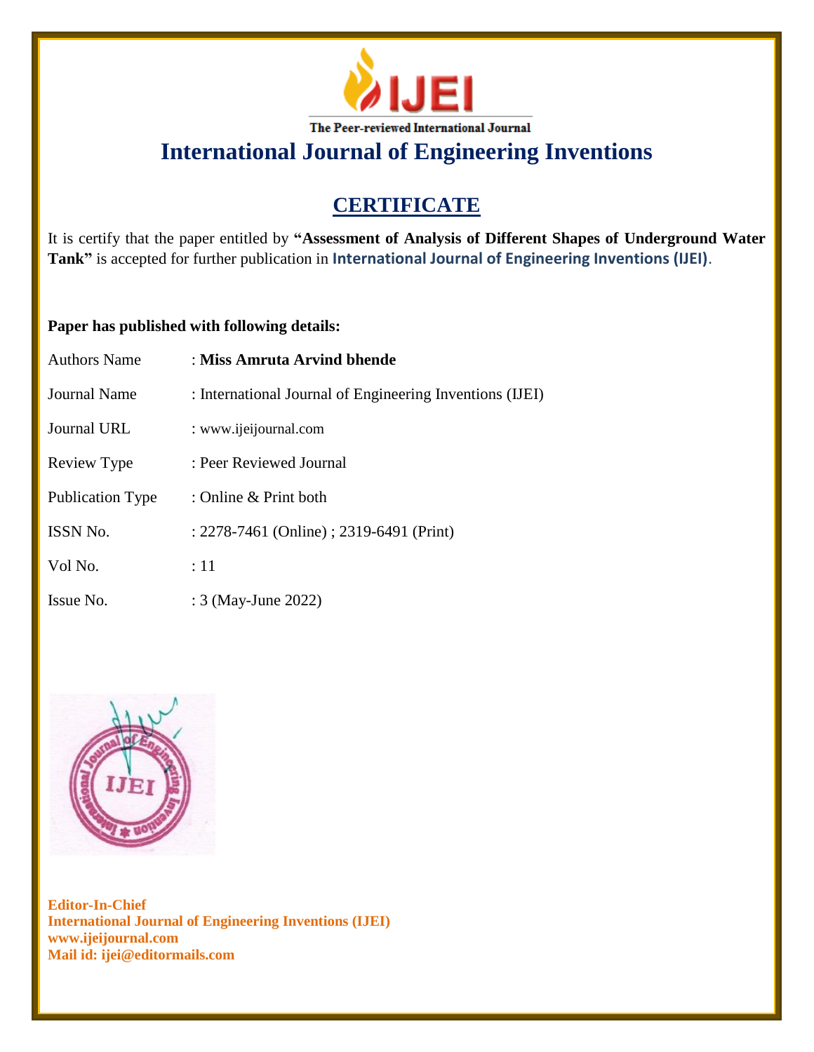# IJEI

The Peer-reviewed International Journal

## International Journal of Engineering Inventions

## CERTIFICATE

It is certify that the paper entitled by **"Assessment of Analysis of Different Shapes of Underground Water Tank"** is accepted for further publication in **International Journal of Engineering Inventions (IJEI)**.

**Paper has published with following details:**

| | |
|---|---|
| Authors Name | : **Miss Amruta Arvind bhende** |
| Journal Name | : International Journal of Engineering Inventions (IJEI) |
| Journal URL | : www.ijeijournal.com |
| Review Type | : Peer Reviewed Journal |
| Publication Type | : Online & Print both |
| ISSN No. | : 2278-7461 (Online) ; 2319-6491 (Print) |
| Vol No. | : 11 |
| Issue No. | : 3 (May-June 2022) |

**Editor-In-Chief**
**International Journal of Engineering Inventions (IJEI)**
**www.ijeijournal.com**
**Mail id: ijei@editormails.com**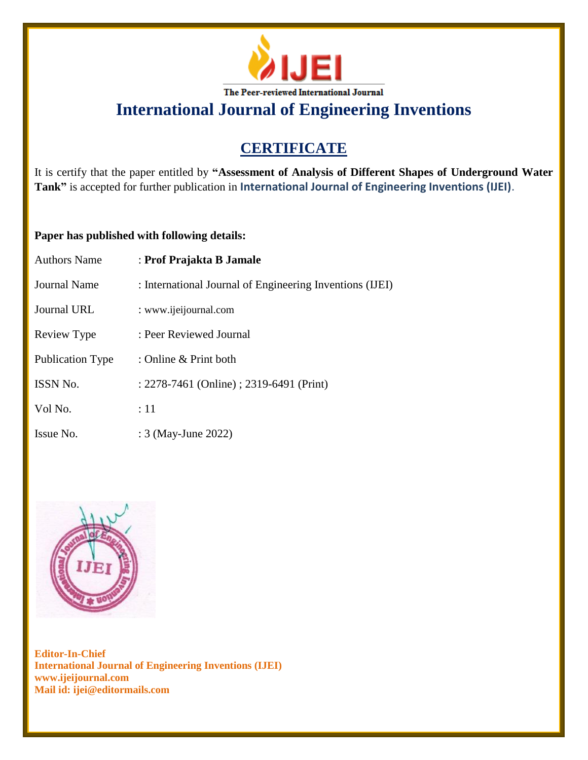The Peer-reviewed International Journal

# International Journal of Engineering Inventions

## CERTIFICATE

It is certify that the paper entitled by **"Assessment of Analysis of Different Shapes of Underground Water Tank"** is accepted for further publication in **International Journal of Engineering Inventions (IJEI)**.

**Paper has published with following details:**

| | |
|---|---|
| Authors Name | : **Prof Prajakta B Jamale** |
| Journal Name | : International Journal of Engineering Inventions (IJEI) |
| Journal URL | : www.ijeijournal.com |
| Review Type | : Peer Reviewed Journal |
| Publication Type | : Online & Print both |
| ISSN No. | : 2278-7461 (Online) ; 2319-6491 (Print) |
| Vol No. | : 11 |
| Issue No. | : 3 (May-June 2022) |

**Editor-In-Chief**
**International Journal of Engineering Inventions (IJEI)**
**www.ijeijournal.com**
**Mail id: ijei@editormails.com**